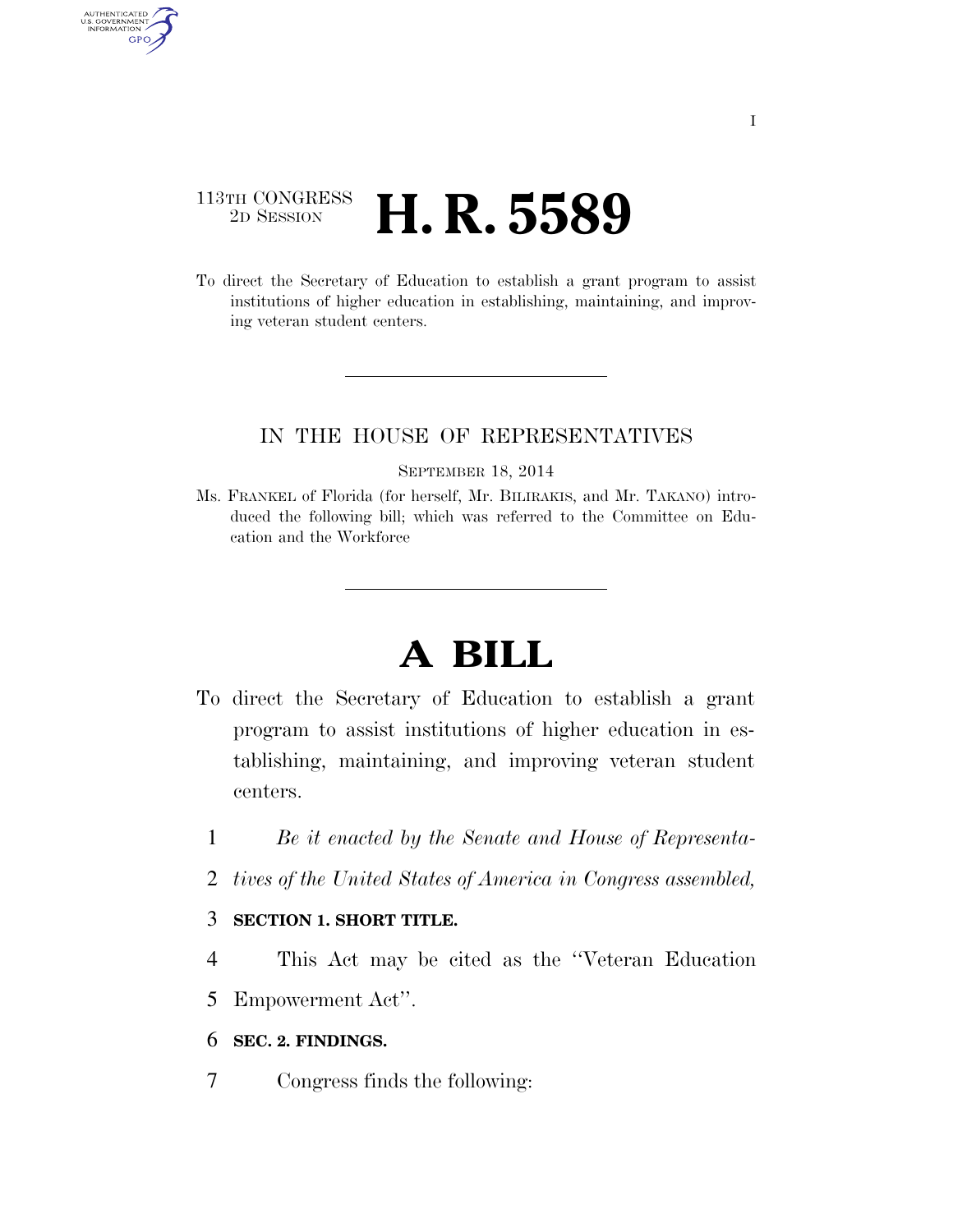113TH CONGRESS
2D SESSION

# H. R. 5589

To direct the Secretary of Education to establish a grant program to assist institutions of higher education in establishing, maintaining, and improving veteran student centers.

IN THE HOUSE OF REPRESENTATIVES

SEPTEMBER 18, 2014

Ms. FRANKEL of Florida (for herself, Mr. BILIRAKIS, and Mr. TAKANO) introduced the following bill; which was referred to the Committee on Education and the Workforce

# A BILL

To direct the Secretary of Education to establish a grant program to assist institutions of higher education in establishing, maintaining, and improving veteran student centers.

*Be it enacted by the Senate and House of Representatives of the United States of America in Congress assembled,*

**SECTION 1. SHORT TITLE.**

This Act may be cited as the ''Veteran Education Empowerment Act''.

**SEC. 2. FINDINGS.**

Congress finds the following: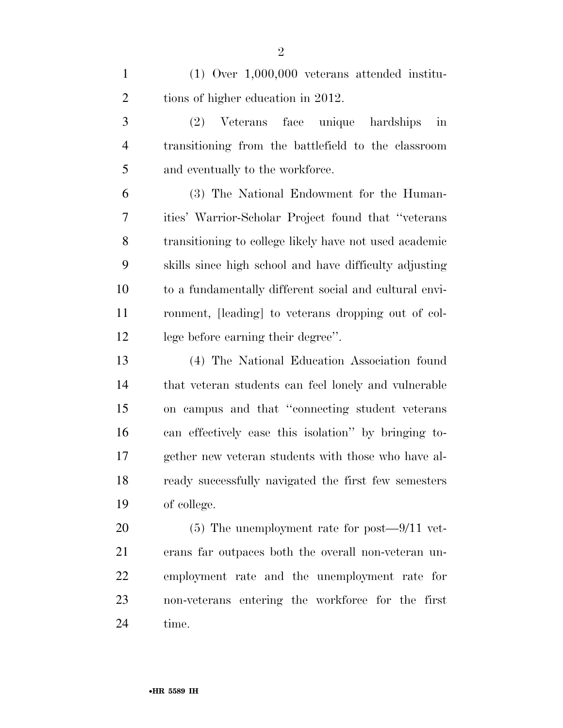(1) Over 1,000,000 veterans attended institutions of higher education in 2012.

(2) Veterans face unique hardships in transitioning from the battlefield to the classroom and eventually to the workforce.

(3) The National Endowment for the Humanities' Warrior-Scholar Project found that "veterans transitioning to college likely have not used academic skills since high school and have difficulty adjusting to a fundamentally different social and cultural environment, [leading] to veterans dropping out of college before earning their degree".

(4) The National Education Association found that veteran students can feel lonely and vulnerable on campus and that "connecting student veterans can effectively ease this isolation" by bringing together new veteran students with those who have already successfully navigated the first few semesters of college.

(5) The unemployment rate for post—9/11 veterans far outpaces both the overall non-veteran unemployment rate and the unemployment rate for non-veterans entering the workforce for the first time.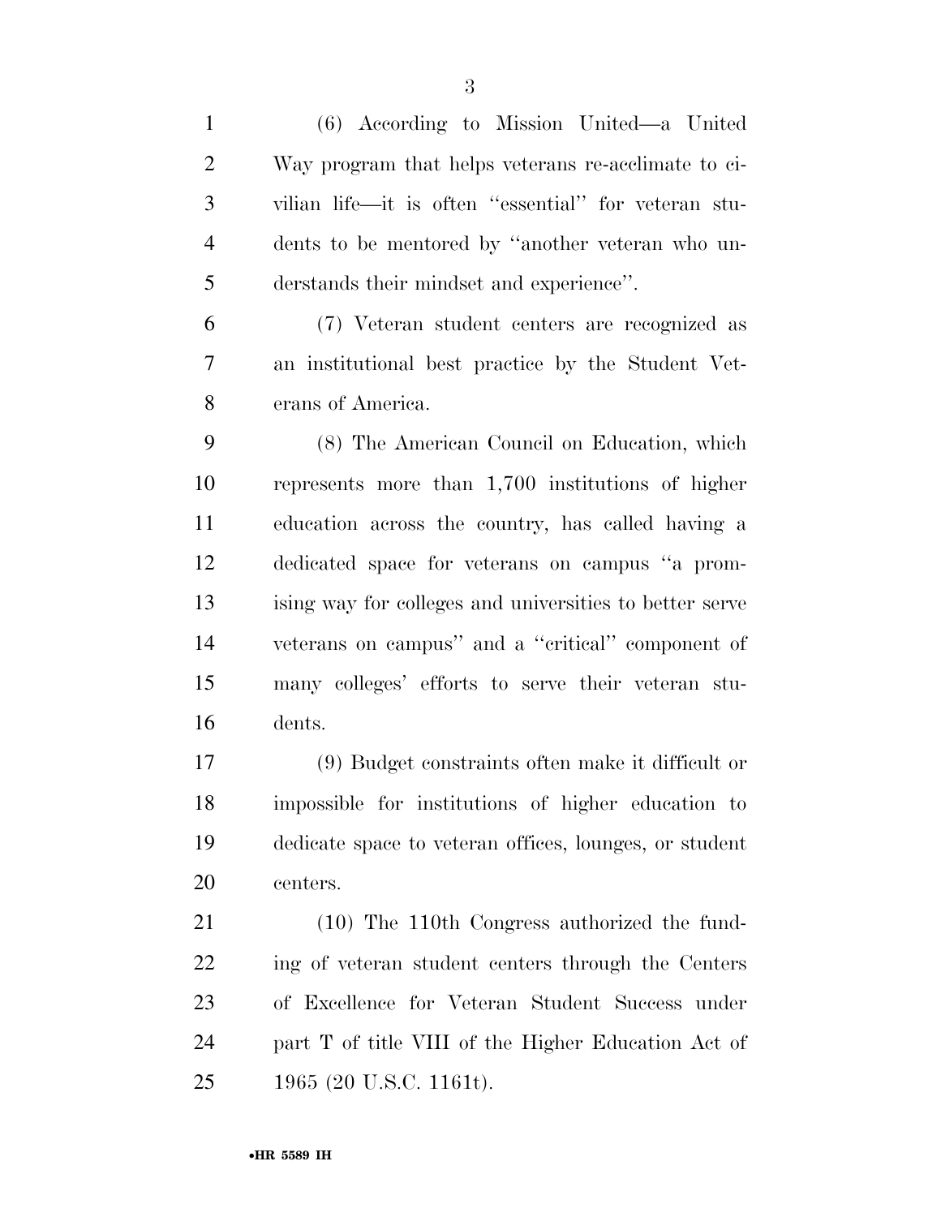(6) According to Mission United—a United Way program that helps veterans re-acclimate to civilian life—it is often "essential" for veteran students to be mentored by "another veteran who understands their mindset and experience".

(7) Veteran student centers are recognized as an institutional best practice by the Student Veterans of America.

(8) The American Council on Education, which represents more than 1,700 institutions of higher education across the country, has called having a dedicated space for veterans on campus "a promising way for colleges and universities to better serve veterans on campus" and a "critical" component of many colleges' efforts to serve their veteran students.

(9) Budget constraints often make it difficult or impossible for institutions of higher education to dedicate space to veteran offices, lounges, or student centers.

(10) The 110th Congress authorized the funding of veteran student centers through the Centers of Excellence for Veteran Student Success under part T of title VIII of the Higher Education Act of 1965 (20 U.S.C. 1161t).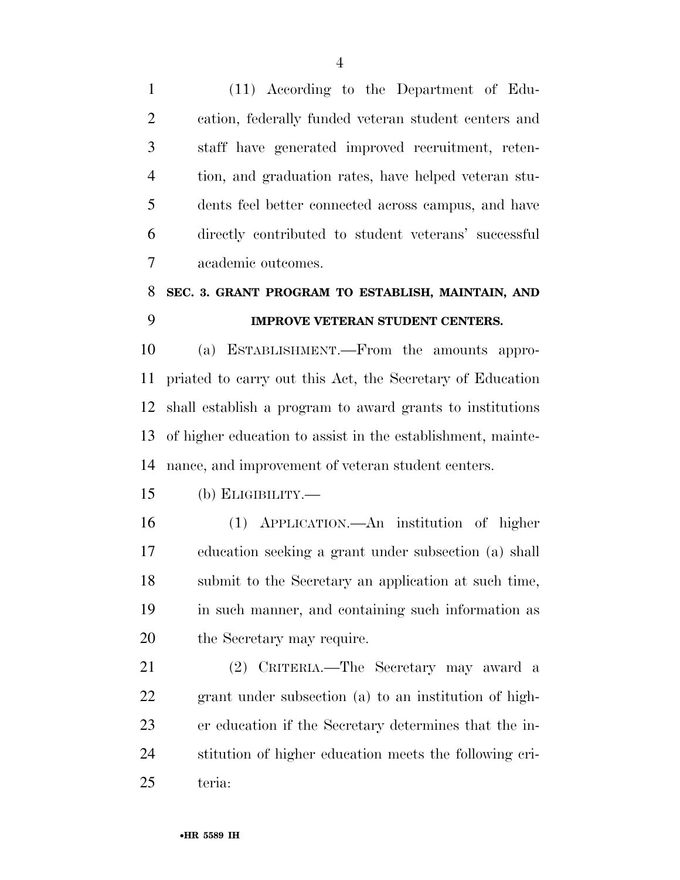(11) According to the Department of Education, federally funded veteran student centers and staff have generated improved recruitment, retention, and graduation rates, have helped veteran students feel better connected across campus, and have directly contributed to student veterans' successful academic outcomes.

## SEC. 3. GRANT PROGRAM TO ESTABLISH, MAINTAIN, AND IMPROVE VETERAN STUDENT CENTERS.

(a) ESTABLISHMENT.—From the amounts appropriated to carry out this Act, the Secretary of Education shall establish a program to award grants to institutions of higher education to assist in the establishment, maintenance, and improvement of veteran student centers.

(b) ELIGIBILITY.—

(1) APPLICATION.—An institution of higher education seeking a grant under subsection (a) shall submit to the Secretary an application at such time, in such manner, and containing such information as the Secretary may require.

(2) CRITERIA.—The Secretary may award a grant under subsection (a) to an institution of higher education if the Secretary determines that the institution of higher education meets the following criteria: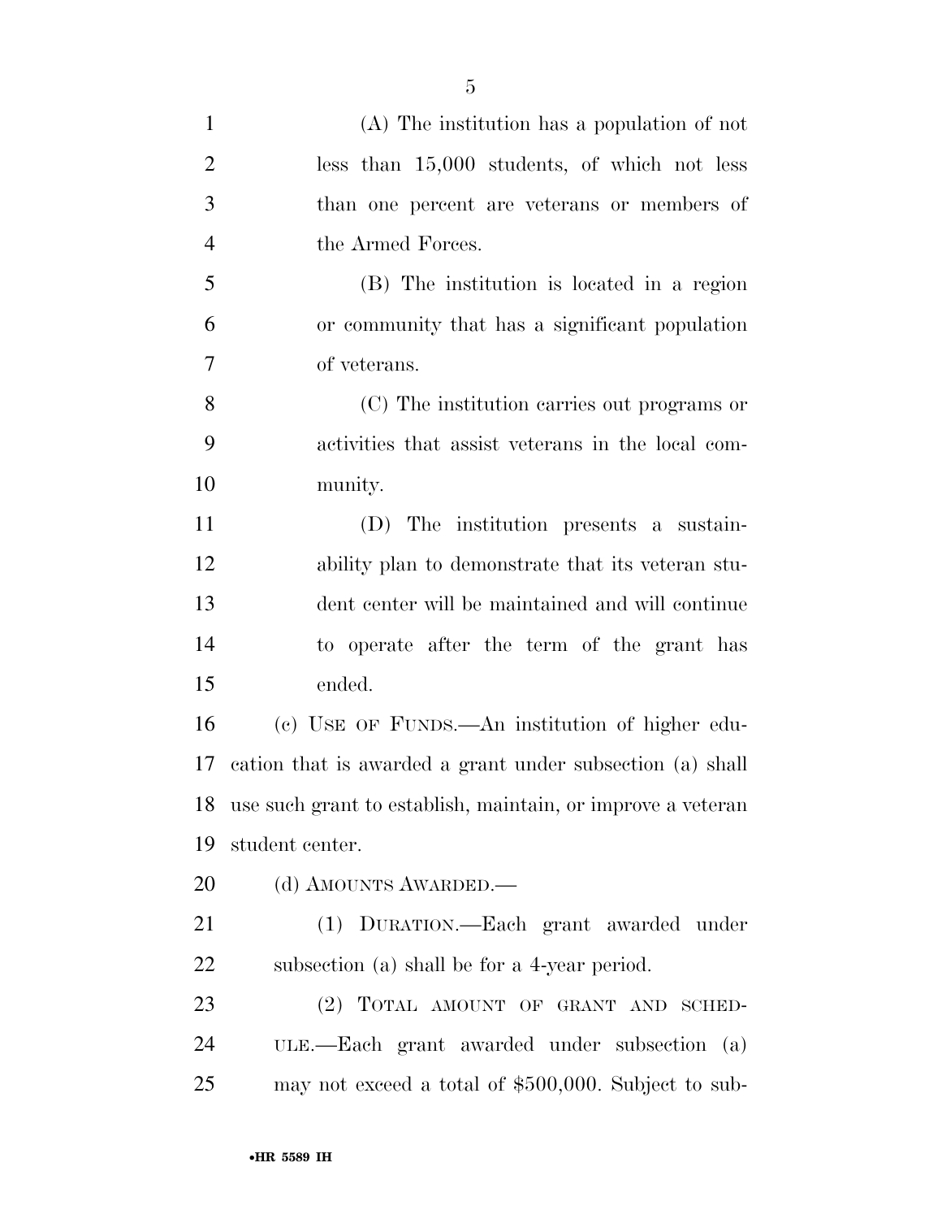(A) The institution has a population of not less than 15,000 students, of which not less than one percent are veterans or members of the Armed Forces.

(B) The institution is located in a region or community that has a significant population of veterans.

(C) The institution carries out programs or activities that assist veterans in the local community.

(D) The institution presents a sustainability plan to demonstrate that its veteran student center will be maintained and will continue to operate after the term of the grant has ended.

(c) USE OF FUNDS.—An institution of higher education that is awarded a grant under subsection (a) shall use such grant to establish, maintain, or improve a veteran student center.

(d) AMOUNTS AWARDED.—

(1) DURATION.—Each grant awarded under subsection (a) shall be for a 4-year period.

(2) TOTAL AMOUNT OF GRANT AND SCHEDULE.—Each grant awarded under subsection (a) may not exceed a total of $500,000. Subject to sub-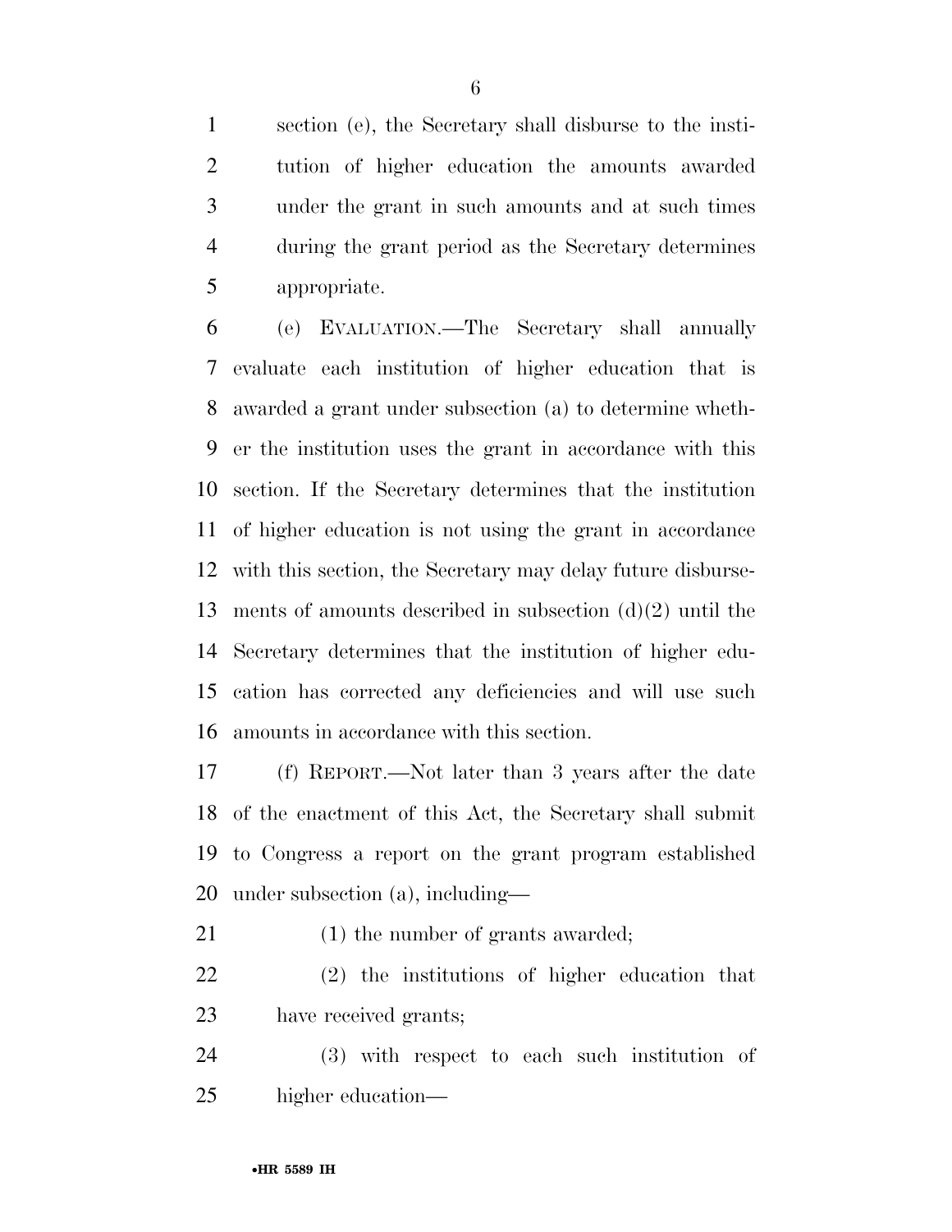section (e), the Secretary shall disburse to the institution of higher education the amounts awarded under the grant in such amounts and at such times during the grant period as the Secretary determines appropriate.

(e) EVALUATION.—The Secretary shall annually evaluate each institution of higher education that is awarded a grant under subsection (a) to determine whether the institution uses the grant in accordance with this section. If the Secretary determines that the institution of higher education is not using the grant in accordance with this section, the Secretary may delay future disbursements of amounts described in subsection (d)(2) until the Secretary determines that the institution of higher education has corrected any deficiencies and will use such amounts in accordance with this section.

(f) REPORT.—Not later than 3 years after the date of the enactment of this Act, the Secretary shall submit to Congress a report on the grant program established under subsection (a), including—

(1) the number of grants awarded;

(2) the institutions of higher education that have received grants;

(3) with respect to each such institution of higher education—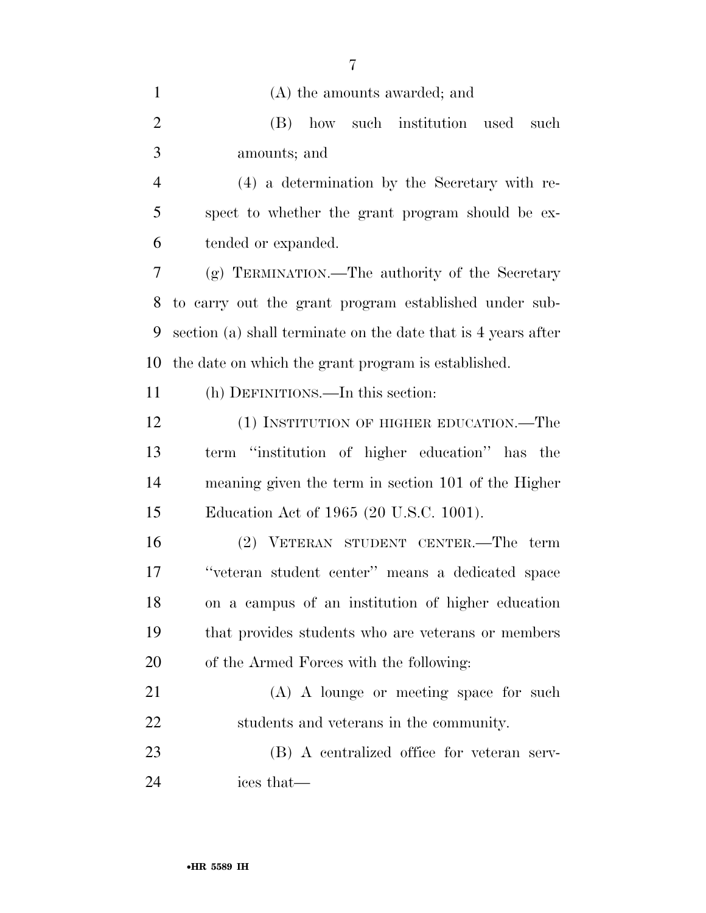(A) the amounts awarded; and

(B) how such institution used such amounts; and

(4) a determination by the Secretary with respect to whether the grant program should be extended or expanded.

(g) TERMINATION.—The authority of the Secretary to carry out the grant program established under subsection (a) shall terminate on the date that is 4 years after the date on which the grant program is established.

(h) DEFINITIONS.—In this section:

(1) INSTITUTION OF HIGHER EDUCATION.—The term ''institution of higher education'' has the meaning given the term in section 101 of the Higher Education Act of 1965 (20 U.S.C. 1001).

(2) VETERAN STUDENT CENTER.—The term ''veteran student center'' means a dedicated space on a campus of an institution of higher education that provides students who are veterans or members of the Armed Forces with the following:

(A) A lounge or meeting space for such students and veterans in the community.

(B) A centralized office for veteran services that—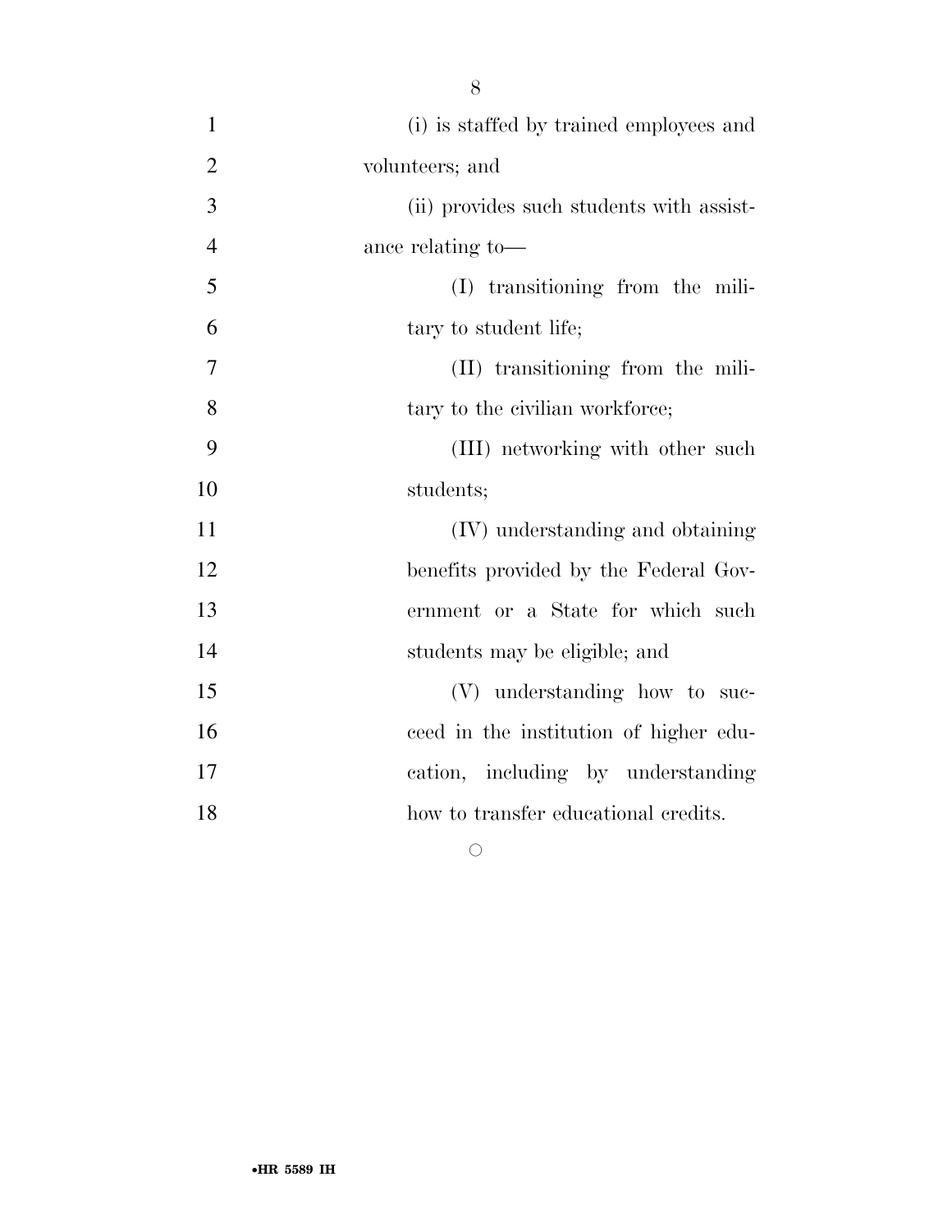(i) is staffed by trained employees and volunteers; and

(ii) provides such students with assistance relating to—

(I) transitioning from the military to student life;

(II) transitioning from the military to the civilian workforce;

(III) networking with other such students;

(IV) understanding and obtaining benefits provided by the Federal Government or a State for which such students may be eligible; and

(V) understanding how to succeed in the institution of higher education, including by understanding how to transfer educational credits.

○